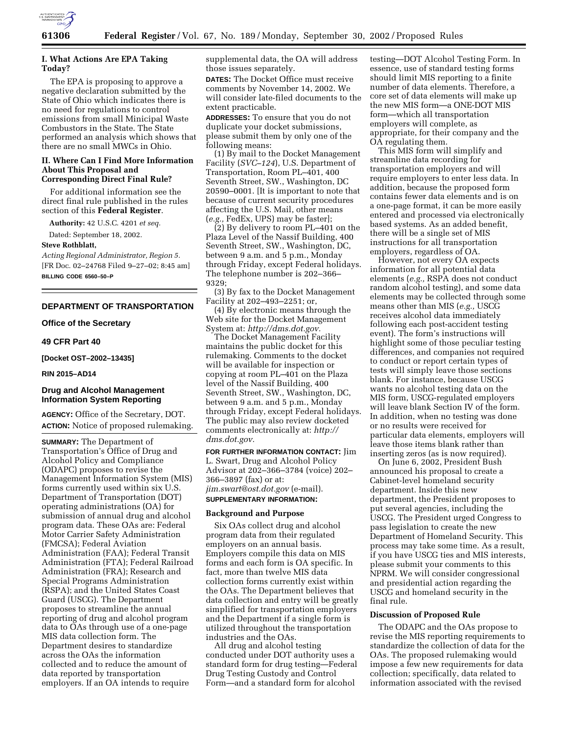### I. What Actions Are EPA Taking Today?

The EPA is proposing to approve a negative declaration submitted by the State of Ohio which indicates there is no need for regulations to control emissions from small Minicipal Waste Combustors in the State. The State performed an analysis which shows that there are no small MWCs in Ohio.

### II. Where Can I Find More Information About This Proposal and Corresponding Direct Final Rule?

For additional information see the direct final rule published in the rules section of this **Federal Register**.

**Authority:** 42 U.S.C. 4201 *et seq.*

Dated: September 18, 2002.

**Steve Rothblatt,**

*Acting Regional Administrator, Region 5.*

[FR Doc. 02–24768 Filed 9–27–02; 8:45 am]

**BILLING CODE 6560–50–P**

---

## DEPARTMENT OF TRANSPORTATION

### Office of the Secretary

### 49 CFR Part 40

**[Docket OST–2002–13435]**

**RIN 2015–AD14**

### Drug and Alcohol Management Information System Reporting

**AGENCY:** Office of the Secretary, DOT.

**ACTION:** Notice of proposed rulemaking.

**SUMMARY:** The Department of Transportation's Office of Drug and Alcohol Policy and Compliance (ODAPC) proposes to revise the Management Information System (MIS) forms currently used within six U.S. Department of Transportation (DOT) operating administrations (OA) for submission of annual drug and alcohol program data. These OAs are: Federal Motor Carrier Safety Administration (FMCSA); Federal Aviation Administration (FAA); Federal Transit Administration (FTA); Federal Railroad Administration (FRA); Research and Special Programs Administration (RSPA); and the United States Coast Guard (USCG). The Department proposes to streamline the annual reporting of drug and alcohol program data to OAs through use of a one-page MIS data collection form. The Department desires to standardize across the OAs the information collected and to reduce the amount of data reported by transportation employers. If an OA intends to require supplemental data, the OA will address those issues separately.

**DATES:** The Docket Office must receive comments by November 14, 2002. We will consider late-filed documents to the extent practicable.

**ADDRESSES:** To ensure that you do not duplicate your docket submissions, please submit them by only one of the following means:

(1) By mail to the Docket Management Facility (*SVC–124*), U.S. Department of Transportation, Room PL–401, 400 Seventh Street, SW., Washington, DC 20590–0001. [It is important to note that because of current security procedures affecting the U.S. Mail, other means (*e.g.,* FedEx, UPS) may be faster];

(2) By delivery to room PL–401 on the Plaza Level of the Nassif Building, 400 Seventh Street, SW., Washington, DC, between 9 a.m. and 5 p.m., Monday through Friday, except Federal holidays. The telephone number is 202–366–9329;

(3) By fax to the Docket Management Facility at 202–493–2251; or,

(4) By electronic means through the Web site for the Docket Management System at: *http://dms.dot.gov.*

The Docket Management Facility maintains the public docket for this rulemaking. Comments to the docket will be available for inspection or copying at room PL–401 on the Plaza level of the Nassif Building, 400 Seventh Street, SW., Washington, DC, between 9 a.m. and 5 p.m., Monday through Friday, except Federal holidays. The public may also review docketed comments electronically at: *http://dms.dot.gov.*

**FOR FURTHER INFORMATION CONTACT:** Jim L. Swart, Drug and Alcohol Policy Advisor at 202–366–3784 (voice) 202–366–3897 (fax) or at: *jim.swart@ost.dot.gov* (e-mail).

**SUPPLEMENTARY INFORMATION:**

### Background and Purpose

Six OAs collect drug and alcohol program data from their regulated employers on an annual basis. Employers compile this data on MIS forms and each form is OA specific. In fact, more than twelve MIS data collection forms currently exist within the OAs. The Department believes that data collection and entry will be greatly simplified for transportation employers and the Department if a single form is utilized throughout the transportation industries and the OAs.

All drug and alcohol testing conducted under DOT authority uses a standard form for drug testing—Federal Drug Testing Custody and Control Form—and a standard form for alcohol testing—DOT Alcohol Testing Form. In essence, use of standard testing forms should limit MIS reporting to a finite number of data elements. Therefore, a core set of data elements will make up the new MIS form—a ONE-DOT MIS form—which all transportation employers will complete, as appropriate, for their company and the OA regulating them.

This MIS form will simplify and streamline data recording for transportation employers and will require employers to enter less data. In addition, because the proposed form contains fewer data elements and is on a one-page format, it can be more easily entered and processed via electronically based systems. As an added benefit, there will be a single set of MIS instructions for all transportation employers, regardless of OA.

However, not every OA expects information for all potential data elements (*e.g.,* RSPA does not conduct random alcohol testing), and some data elements may be collected through some means other than MIS (*e.g.,* USCG receives alcohol data immediately following each post-accident testing event). The form's instructions will highlight some of those peculiar testing differences, and companies not required to conduct or report certain types of tests will simply leave those sections blank. For instance, because USCG wants no alcohol testing data on the MIS form, USCG-regulated employers will leave blank Section IV of the form. In addition, when no testing was done or no results were received for particular data elements, employers will leave those items blank rather than inserting zeros (as is now required).

On June 6, 2002, President Bush announced his proposal to create a Cabinet-level homeland security department. Inside this new department, the President proposes to put several agencies, including the USCG. The President urged Congress to pass legislation to create the new Department of Homeland Security. This process may take some time. As a result, if you have USCG ties and MIS interests, please submit your comments to this NPRM. We will consider congressional and presidential action regarding the USCG and homeland security in the final rule.

### Discussion of Proposed Rule

The ODAPC and the OAs propose to revise the MIS reporting requirements to standardize the collection of data for the OAs. The proposed rulemaking would impose a few new requirements for data collection; specifically, data related to information associated with the revised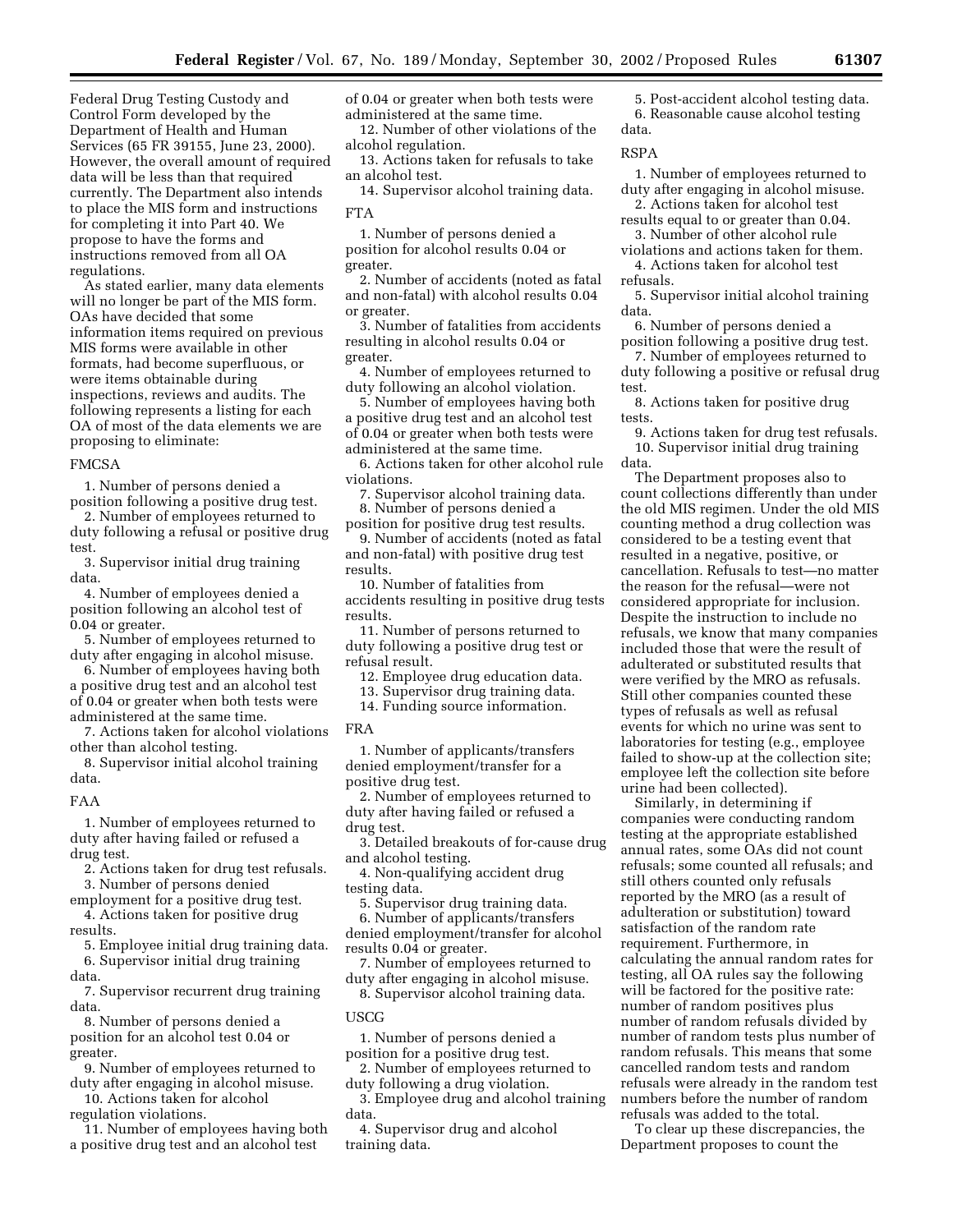Federal Drug Testing Custody and Control Form developed by the Department of Health and Human Services (65 FR 39155, June 23, 2000). However, the overall amount of required data will be less than that required currently. The Department also intends to place the MIS form and instructions for completing it into Part 40. We propose to have the forms and instructions removed from all OA regulations.

As stated earlier, many data elements will no longer be part of the MIS form. OAs have decided that some information items required on previous MIS forms were available in other formats, had become superfluous, or were items obtainable during inspections, reviews and audits. The following represents a listing for each OA of most of the data elements we are proposing to eliminate:

FMCSA

1. Number of persons denied a position following a positive drug test.
2. Number of employees returned to duty following a refusal or positive drug test.
3. Supervisor initial drug training data.
4. Number of employees denied a position following an alcohol test of 0.04 or greater.
5. Number of employees returned to duty after engaging in alcohol misuse.
6. Number of employees having both a positive drug test and an alcohol test of 0.04 or greater when both tests were administered at the same time.
7. Actions taken for alcohol violations other than alcohol testing.
8. Supervisor initial alcohol training data.

FAA

1. Number of employees returned to duty after having failed or refused a drug test.
2. Actions taken for drug test refusals.
3. Number of persons denied employment for a positive drug test.
4. Actions taken for positive drug results.
5. Employee initial drug training data.
6. Supervisor initial drug training data.
7. Supervisor recurrent drug training data.
8. Number of persons denied a position for an alcohol test 0.04 or greater.
9. Number of employees returned to duty after engaging in alcohol misuse.
10. Actions taken for alcohol regulation violations.
11. Number of employees having both a positive drug test and an alcohol test of 0.04 or greater when both tests were administered at the same time.
12. Number of other violations of the alcohol regulation.
13. Actions taken for refusals to take an alcohol test.
14. Supervisor alcohol training data.

FTA

1. Number of persons denied a position for alcohol results 0.04 or greater.
2. Number of accidents (noted as fatal and non-fatal) with alcohol results 0.04 or greater.
3. Number of fatalities from accidents resulting in alcohol results 0.04 or greater.
4. Number of employees returned to duty following an alcohol violation.
5. Number of employees having both a positive drug test and an alcohol test of 0.04 or greater when both tests were administered at the same time.
6. Actions taken for other alcohol rule violations.
7. Supervisor alcohol training data.
8. Number of persons denied a position for positive drug test results.
9. Number of accidents (noted as fatal and non-fatal) with positive drug test results.
10. Number of fatalities from accidents resulting in positive drug tests results.
11. Number of persons returned to duty following a positive drug test or refusal result.
12. Employee drug education data.
13. Supervisor drug training data.
14. Funding source information.

FRA

1. Number of applicants/transfers denied employment/transfer for a positive drug test.
2. Number of employees returned to duty after having failed or refused a drug test.
3. Detailed breakouts of for-cause drug and alcohol testing.
4. Non-qualifying accident drug testing data.
5. Supervisor drug training data.
6. Number of applicants/transfers denied employment/transfer for alcohol results 0.04 or greater.
7. Number of employees returned to duty after engaging in alcohol misuse.
8. Supervisor alcohol training data.

USCG

1. Number of persons denied a position for a positive drug test.
2. Number of employees returned to duty following a drug violation.
3. Employee drug and alcohol training data.
4. Supervisor drug and alcohol training data.
5. Post-accident alcohol testing data.
6. Reasonable cause alcohol testing data.

RSPA

1. Number of employees returned to duty after engaging in alcohol misuse.
2. Actions taken for alcohol test results equal to or greater than 0.04.
3. Number of other alcohol rule violations and actions taken for them.
4. Actions taken for alcohol test refusals.
5. Supervisor initial alcohol training data.
6. Number of persons denied a position following a positive drug test.
7. Number of employees returned to duty following a positive or refusal drug test.
8. Actions taken for positive drug tests.
9. Actions taken for drug test refusals.
10. Supervisor initial drug training data.

The Department proposes also to count collections differently than under the old MIS regimen. Under the old MIS counting method a drug collection was considered to be a testing event that resulted in a negative, positive, or cancellation. Refusals to test—no matter the reason for the refusal—were not considered appropriate for inclusion. Despite the instruction to include no refusals, we know that many companies included those that were the result of adulterated or substituted results that were verified by the MRO as refusals. Still other companies counted these types of refusals as well as refusal events for which no urine was sent to laboratories for testing (e.g., employee failed to show-up at the collection site; employee left the collection site before urine had been collected).

Similarly, in determining if companies were conducting random testing at the appropriate established annual rates, some OAs did not count refusals; some counted all refusals; and still others counted only refusals reported by the MRO (as a result of adulteration or substitution) toward satisfaction of the random rate requirement. Furthermore, in calculating the annual random rates for testing, all OA rules say the following will be factored for the positive rate: number of random positives plus number of random refusals divided by number of random tests plus number of random refusals. This means that some cancelled random tests and random refusals were already in the random test numbers before the number of random refusals was added to the total.

To clear up these discrepancies, the Department proposes to count the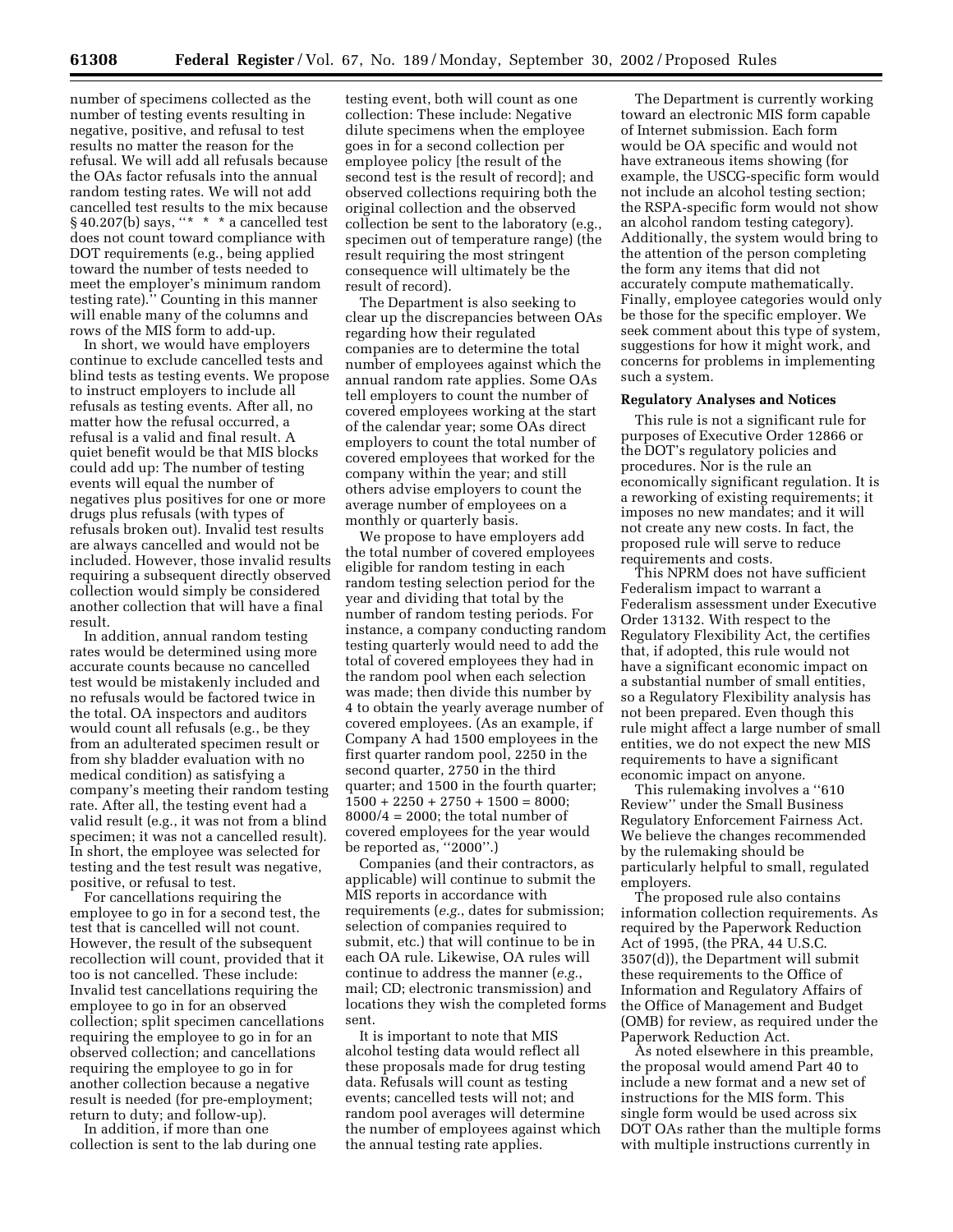number of specimens collected as the number of testing events resulting in negative, positive, and refusal to test results no matter the reason for the refusal. We will add all refusals because the OAs factor refusals into the annual random testing rates. We will not add cancelled test results to the mix because § 40.207(b) says, ''* * * a cancelled test does not count toward compliance with DOT requirements (e.g., being applied toward the number of tests needed to meet the employer's minimum random testing rate).'' Counting in this manner will enable many of the columns and rows of the MIS form to add-up.

In short, we would have employers continue to exclude cancelled tests and blind tests as testing events. We propose to instruct employers to include all refusals as testing events. After all, no matter how the refusal occurred, a refusal is a valid and final result. A quiet benefit would be that MIS blocks could add up: The number of testing events will equal the number of negatives plus positives for one or more drugs plus refusals (with types of refusals broken out). Invalid test results are always cancelled and would not be included. However, those invalid results requiring a subsequent directly observed collection would simply be considered another collection that will have a final result.

In addition, annual random testing rates would be determined using more accurate counts because no cancelled test would be mistakenly included and no refusals would be factored twice in the total. OA inspectors and auditors would count all refusals (e.g., be they from an adulterated specimen result or from shy bladder evaluation with no medical condition) as satisfying a company's meeting their random testing rate. After all, the testing event had a valid result (e.g., it was not from a blind specimen; it was not a cancelled result). In short, the employee was selected for testing and the test result was negative, positive, or refusal to test.

For cancellations requiring the employee to go in for a second test, the test that is cancelled will not count. However, the result of the subsequent recollection will count, provided that it too is not cancelled. These include: Invalid test cancellations requiring the employee to go in for an observed collection; split specimen cancellations requiring the employee to go in for an observed collection; and cancellations requiring the employee to go in for another collection because a negative result is needed (for pre-employment; return to duty; and follow-up).

In addition, if more than one collection is sent to the lab during one testing event, both will count as one collection: These include: Negative dilute specimens when the employee goes in for a second collection per employee policy [the result of the second test is the result of record]; and observed collections requiring both the original collection and the observed collection be sent to the laboratory (e.g., specimen out of temperature range) (the result requiring the most stringent consequence will ultimately be the result of record).

The Department is also seeking to clear up the discrepancies between OAs regarding how their regulated companies are to determine the total number of employees against which the annual random rate applies. Some OAs tell employers to count the number of covered employees working at the start of the calendar year; some OAs direct employers to count the total number of covered employees that worked for the company within the year; and still others advise employers to count the average number of employees on a monthly or quarterly basis.

We propose to have employers add the total number of covered employees eligible for random testing in each random testing selection period for the year and dividing that total by the number of random testing periods. For instance, a company conducting random testing quarterly would need to add the total of covered employees they had in the random pool when each selection was made; then divide this number by 4 to obtain the yearly average number of covered employees. (As an example, if Company A had 1500 employees in the first quarter random pool, 2250 in the second quarter, 2750 in the third quarter; and 1500 in the fourth quarter; 1500 + 2250 + 2750 + 1500 = 8000; 8000/4 = 2000; the total number of covered employees for the year would be reported as, ''2000''.)

Companies (and their contractors, as applicable) will continue to submit the MIS reports in accordance with requirements (*e.g.*, dates for submission; selection of companies required to submit, etc.) that will continue to be in each OA rule. Likewise, OA rules will continue to address the manner (*e.g.*, mail; CD; electronic transmission) and locations they wish the completed forms sent.

It is important to note that MIS alcohol testing data would reflect all these proposals made for drug testing data. Refusals will count as testing events; cancelled tests will not; and random pool averages will determine the number of employees against which the annual testing rate applies.

The Department is currently working toward an electronic MIS form capable of Internet submission. Each form would be OA specific and would not have extraneous items showing (for example, the USCG-specific form would not include an alcohol testing section; the RSPA-specific form would not show an alcohol random testing category). Additionally, the system would bring to the attention of the person completing the form any items that did not accurately compute mathematically. Finally, employee categories would only be those for the specific employer. We seek comment about this type of system, suggestions for how it might work, and concerns for problems in implementing such a system.

## Regulatory Analyses and Notices

This rule is not a significant rule for purposes of Executive Order 12866 or the DOT's regulatory policies and procedures. Nor is the rule an economically significant regulation. It is a reworking of existing requirements; it imposes no new mandates; and it will not create any new costs. In fact, the proposed rule will serve to reduce requirements and costs.

This NPRM does not have sufficient Federalism impact to warrant a Federalism assessment under Executive Order 13132. With respect to the Regulatory Flexibility Act, the certifies that, if adopted, this rule would not have a significant economic impact on a substantial number of small entities, so a Regulatory Flexibility analysis has not been prepared. Even though this rule might affect a large number of small entities, we do not expect the new MIS requirements to have a significant economic impact on anyone.

This rulemaking involves a ''610 Review'' under the Small Business Regulatory Enforcement Fairness Act. We believe the changes recommended by the rulemaking should be particularly helpful to small, regulated employers.

The proposed rule also contains information collection requirements. As required by the Paperwork Reduction Act of 1995, (the PRA, 44 U.S.C. 3507(d)), the Department will submit these requirements to the Office of Information and Regulatory Affairs of the Office of Management and Budget (OMB) for review, as required under the Paperwork Reduction Act.

As noted elsewhere in this preamble, the proposal would amend Part 40 to include a new format and a new set of instructions for the MIS form. This single form would be used across six DOT OAs rather than the multiple forms with multiple instructions currently in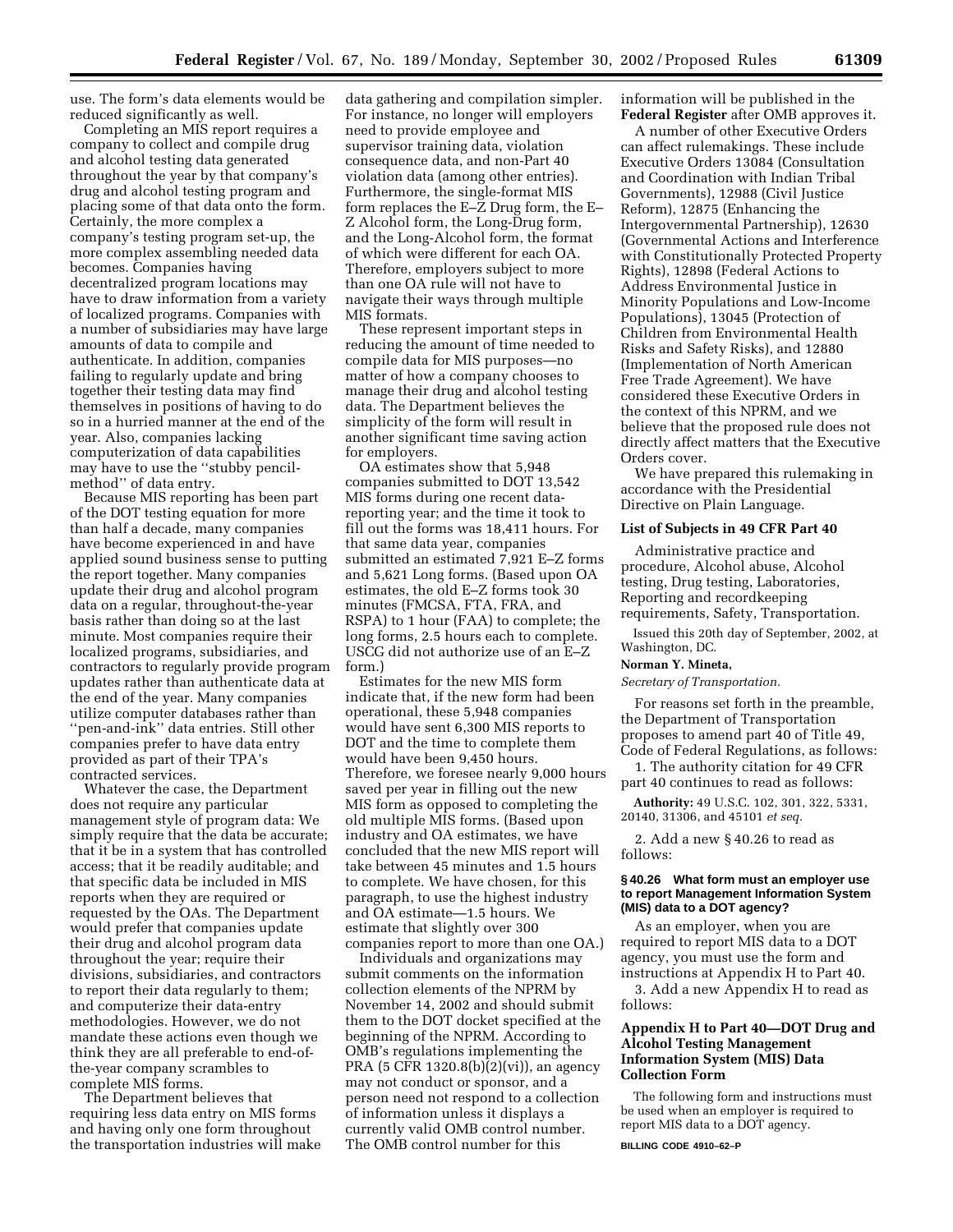use. The form's data elements would be reduced significantly as well.

Completing an MIS report requires a company to collect and compile drug and alcohol testing data generated throughout the year by that company's drug and alcohol testing program and placing some of that data onto the form. Certainly, the more complex a company's testing program set-up, the more complex assembling needed data becomes. Companies having decentralized program locations may have to draw information from a variety of localized programs. Companies with a number of subsidiaries may have large amounts of data to compile and authenticate. In addition, companies failing to regularly update and bring together their testing data may find themselves in positions of having to do so in a hurried manner at the end of the year. Also, companies lacking computerization of data capabilities may have to use the ''stubby pencil-method'' of data entry.

Because MIS reporting has been part of the DOT testing equation for more than half a decade, many companies have become experienced in and have applied sound business sense to putting the report together. Many companies update their drug and alcohol program data on a regular, throughout-the-year basis rather than doing so at the last minute. Most companies require their localized programs, subsidiaries, and contractors to regularly provide program updates rather than authenticate data at the end of the year. Many companies utilize computer databases rather than ''pen-and-ink'' data entries. Still other companies prefer to have data entry provided as part of their TPA's contracted services.

Whatever the case, the Department does not require any particular management style of program data: We simply require that the data be accurate; that it be in a system that has controlled access; that it be readily auditable; and that specific data be included in MIS reports when they are required or requested by the OAs. The Department would prefer that companies update their drug and alcohol program data throughout the year; require their divisions, subsidiaries, and contractors to report their data regularly to them; and computerize their data-entry methodologies. However, we do not mandate these actions even though we think they are all preferable to end-of-the-year company scrambles to complete MIS forms.

The Department believes that requiring less data entry on MIS forms and having only one form throughout the transportation industries will make data gathering and compilation simpler. For instance, no longer will employers need to provide employee and supervisor training data, violation consequence data, and non-Part 40 violation data (among other entries). Furthermore, the single-format MIS form replaces the E–Z Drug form, the E–Z Alcohol form, the Long-Drug form, and the Long-Alcohol form, the format of which were different for each OA. Therefore, employers subject to more than one OA rule will not have to navigate their ways through multiple MIS formats.

These represent important steps in reducing the amount of time needed to compile data for MIS purposes—no matter of how a company chooses to manage their drug and alcohol testing data. The Department believes the simplicity of the form will result in another significant time saving action for employers.

OA estimates show that 5,948 companies submitted to DOT 13,542 MIS forms during one recent data-reporting year; and the time it took to fill out the forms was 18,411 hours. For that same data year, companies submitted an estimated 7,921 E–Z forms and 5,621 Long forms. (Based upon OA estimates, the old E–Z forms took 30 minutes (FMCSA, FTA, FRA, and RSPA) to 1 hour (FAA) to complete; the long forms, 2.5 hours each to complete. USCG did not authorize use of an E–Z form.)

Estimates for the new MIS form indicate that, if the new form had been operational, these 5,948 companies would have sent 6,300 MIS reports to DOT and the time to complete them would have been 9,450 hours. Therefore, we foresee nearly 9,000 hours saved per year in filling out the new MIS form as opposed to completing the old multiple MIS forms. (Based upon industry and OA estimates, we have concluded that the new MIS report will take between 45 minutes and 1.5 hours to complete. We have chosen, for this paragraph, to use the highest industry and OA estimate—1.5 hours. We estimate that slightly over 300 companies report to more than one OA.)

Individuals and organizations may submit comments on the information collection elements of the NPRM by November 14, 2002 and should submit them to the DOT docket specified at the beginning of the NPRM. According to OMB's regulations implementing the PRA (5 CFR 1320.8(b)(2)(vi)), an agency may not conduct or sponsor, and a person need not respond to a collection of information unless it displays a currently valid OMB control number. The OMB control number for this information will be published in the **Federal Register** after OMB approves it.

A number of other Executive Orders can affect rulemakings. These include Executive Orders 13084 (Consultation and Coordination with Indian Tribal Governments), 12988 (Civil Justice Reform), 12875 (Enhancing the Intergovernmental Partnership), 12630 (Governmental Actions and Interference with Constitutionally Protected Property Rights), 12898 (Federal Actions to Address Environmental Justice in Minority Populations and Low-Income Populations), 13045 (Protection of Children from Environmental Health Risks and Safety Risks), and 12880 (Implementation of North American Free Trade Agreement). We have considered these Executive Orders in the context of this NPRM, and we believe that the proposed rule does not directly affect matters that the Executive Orders cover.

We have prepared this rulemaking in accordance with the Presidential Directive on Plain Language.

### List of Subjects in 49 CFR Part 40

Administrative practice and procedure, Alcohol abuse, Alcohol testing, Drug testing, Laboratories, Reporting and recordkeeping requirements, Safety, Transportation.

Issued this 20th day of September, 2002, at Washington, DC.

**Norman Y. Mineta,**

*Secretary of Transportation.*

For reasons set forth in the preamble, the Department of Transportation proposes to amend part 40 of Title 49, Code of Federal Regulations, as follows:

1. The authority citation for 49 CFR part 40 continues to read as follows:

**Authority:** 49 U.S.C. 102, 301, 322, 5331, 20140, 31306, and 45101 *et seq.*

2. Add a new § 40.26 to read as follows:

#### § 40.26 What form must an employer use to report Management Information System (MIS) data to a DOT agency?

As an employer, when you are required to report MIS data to a DOT agency, you must use the form and instructions at Appendix H to Part 40.

3. Add a new Appendix H to read as follows:

### Appendix H to Part 40—DOT Drug and Alcohol Testing Management Information System (MIS) Data Collection Form

The following form and instructions must be used when an employer is required to report MIS data to a DOT agency.

BILLING CODE 4910–62–P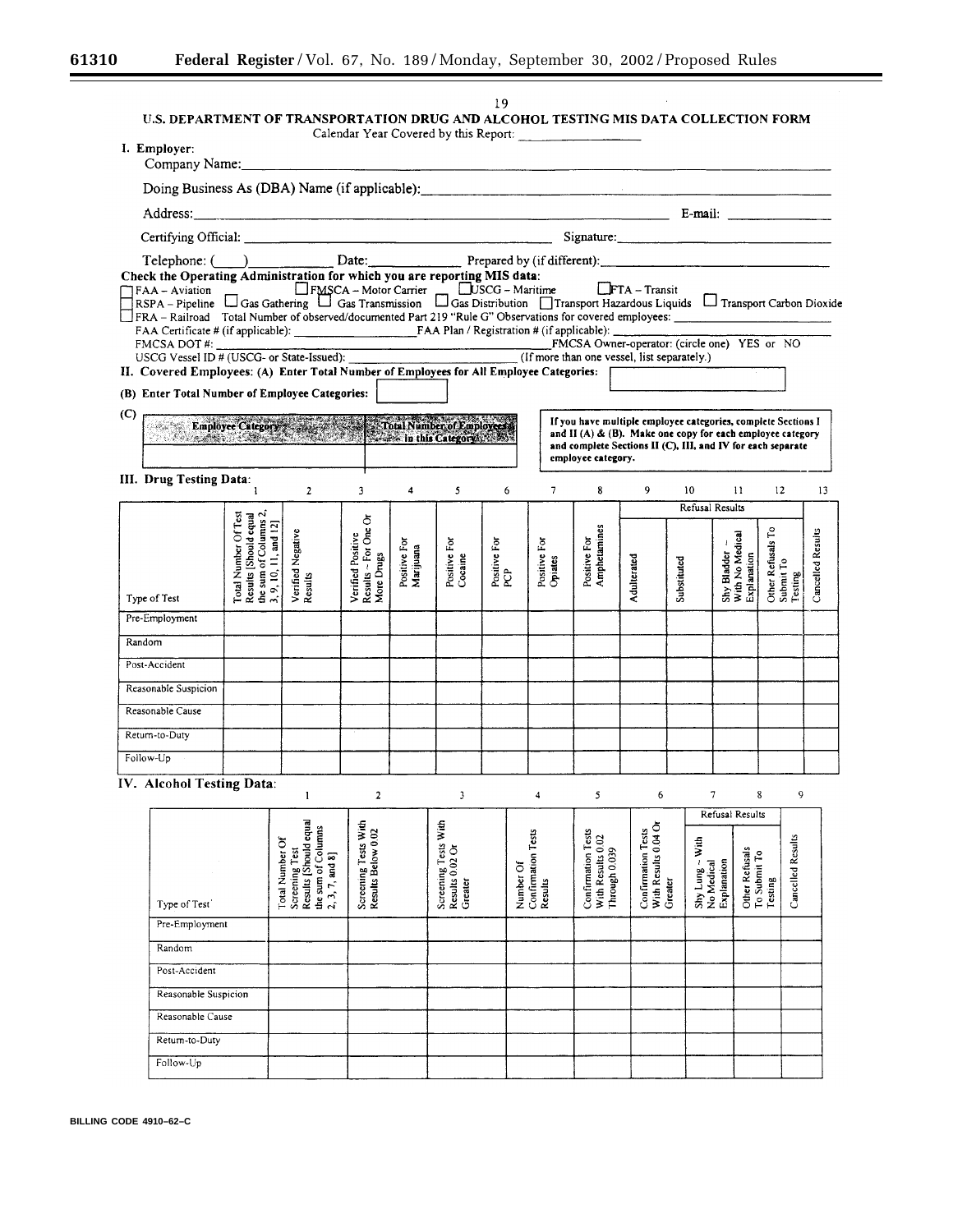19

# U.S. DEPARTMENT OF TRANSPORTATION DRUG AND ALCOHOL TESTING MIS DATA COLLECTION FORM

Calendar Year Covered by this Report: ____________

**I. Employer:**

Company Name: ____________

Doing Business As (DBA) Name (if applicable): ____________

Address: ____________ E-mail: ____________

Certifying Official: ____________ Signature: ____________

Telephone: (___) ________ Date: ________ Prepared by (if different): ____________

**Check the Operating Administration for which you are reporting MIS data:**

☐ FAA – Aviation ☐ FMCSA – Motor Carrier ☐ USCG – Maritime ☐ FTA – Transit

☐ RSPA – Pipeline ☐ Gas Gathering ☐ Gas Transmission ☐ Gas Distribution ☐ Transport Hazardous Liquids ☐ Transport Carbon Dioxide

☐ FRA – Railroad Total Number of observed/documented Part 219 "Rule G" Observations for covered employees: ____________

FAA Certificate # (if applicable): ____________ FAA Plan / Registration # (if applicable): ____________

FMCSA DOT #: ____________ FMCSA Owner-operator: (circle one) YES or NO

USCG Vessel ID # (USCG- or State-Issued): ____________ (If more than one vessel, list separately.)

**II. Covered Employees: (A) Enter Total Number of Employees for All Employee Categories:** ☐

**(B) Enter Total Number of Employee Categories:** ☐

(C)

| Employee Category | Total Number of Employees in this Category |
|---|---|
| | |

**If you have multiple employee categories, complete Sections I and II (A) & (B). Make one copy for each employee category and complete Sections II (C), III, and IV for each separate employee category.**

**III. Drug Testing Data:**

| | 1 | 2 | 3 | 4 | 5 | 6 | 7 | 8 | 9 | 10 | 11 | 12 | 13 |
|---|---|---|---|---|---|---|---|---|---|---|---|---|---|
| | | | | | | | | | Refusal Results | | | | |
| Type of Test | Total Number Of Test Results [Should equal the sum of Columns 2, 3, 9, 10, 11, and 12] | Verified Negative Results | Verified Positive Results – For One Or More Drugs | Positive For Marijuana | Positive For Cocaine | Positive For PCP | Positive For Opiates | Positive For Amphetamines | Adulterated | Substituted | Shy Bladder – With No Medical Explanation | Other Refusals To Submit To Testing | Cancelled Results |
| Pre-Employment | | | | | | | | | | | | | |
| Random | | | | | | | | | | | | | |
| Post-Accident | | | | | | | | | | | | | |
| Reasonable Suspicion | | | | | | | | | | | | | |
| Reasonable Cause | | | | | | | | | | | | | |
| Return-to-Duty | | | | | | | | | | | | | |
| Follow-Up | | | | | | | | | | | | | |

**IV. Alcohol Testing Data:**

| | 1 | 2 | 3 | 4 | 5 | 6 | 7 | 8 | 9 |
|---|---|---|---|---|---|---|---|---|---|
| | | | | | | | Refusal Results | | |
| Type of Test | Total Number Of Screening Test Results [Should equal the sum of Columns 2, 3, 7, and 8] | Screening Tests With Results Below 0.02 | Screening Tests With Results 0.02 Or Greater | Number Of Confirmation Tests Results | Confirmation Tests With Results 0.02 Through 0.039 | Confirmation Tests With Results 0.04 Or Greater | Shy Lung – With No Medical Explanation | Other Refusals To Submit To Testing | Cancelled Results |
| Pre-Employment | | | | | | | | | |
| Random | | | | | | | | | |
| Post-Accident | | | | | | | | | |
| Reasonable Suspicion | | | | | | | | | |
| Reasonable Cause | | | | | | | | | |
| Return-to-Duty | | | | | | | | | |
| Follow-Up | | | | | | | | | |

BILLING CODE 4910–62–C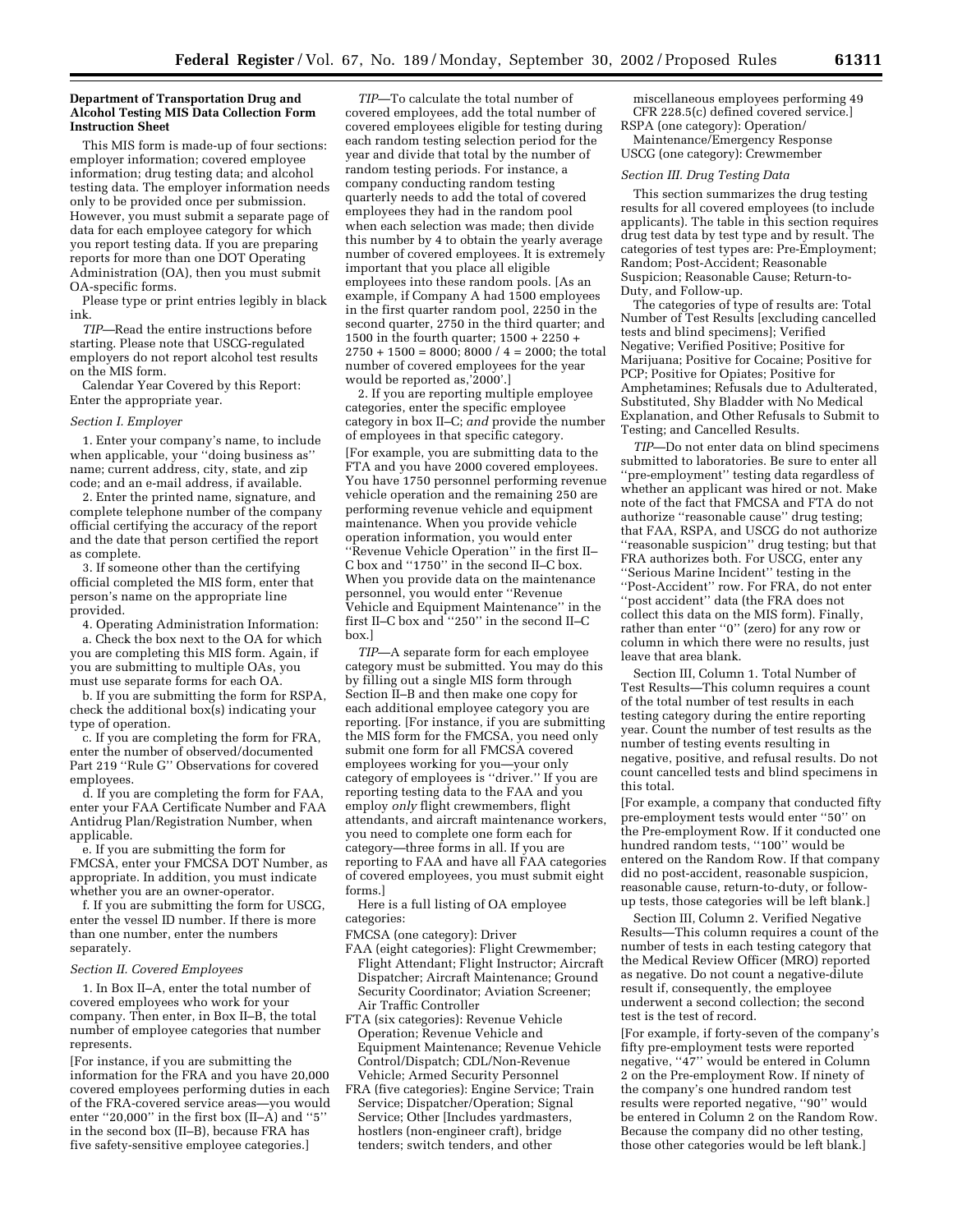**Department of Transportation Drug and Alcohol Testing MIS Data Collection Form Instruction Sheet**

This MIS form is made-up of four sections: employer information; covered employee information; drug testing data; and alcohol testing data. The employer information needs only to be provided once per submission. However, you must submit a separate page of data for each employee category for which you report testing data. If you are preparing reports for more than one DOT Operating Administration (OA), then you must submit OA-specific forms.

Please type or print entries legibly in black ink.

*TIP*—Read the entire instructions before starting. Please note that USCG-regulated employers do not report alcohol test results on the MIS form.

Calendar Year Covered by this Report: Enter the appropriate year.

*Section I. Employer*

1. Enter your company's name, to include when applicable, your "doing business as" name; current address, city, state, and zip code; and an e-mail address, if available.

2. Enter the printed name, signature, and complete telephone number of the company official certifying the accuracy of the report and the date that person certified the report as complete.

3. If someone other than the certifying official completed the MIS form, enter that person's name on the appropriate line provided.

4. Operating Administration Information:

a. Check the box next to the OA for which you are completing this MIS form. Again, if you are submitting to multiple OAs, you must use separate forms for each OA.

b. If you are submitting the form for RSPA, check the additional box(s) indicating your type of operation.

c. If you are completing the form for FRA, enter the number of observed/documented Part 219 "Rule G" Observations for covered employees.

d. If you are completing the form for FAA, enter your FAA Certificate Number and FAA Antidrug Plan/Registration Number, when applicable.

e. If you are submitting the form for FMCSA, enter your FMCSA DOT Number, as appropriate. In addition, you must indicate whether you are an owner-operator.

f. If you are submitting the form for USCG, enter the vessel ID number. If there is more than one number, enter the numbers separately.

*Section II. Covered Employees*

1. In Box II–A, enter the total number of covered employees who work for your company. Then enter, in Box II–B, the total number of employee categories that number represents.

[For instance, if you are submitting the information for the FRA and you have 20,000 covered employees performing duties in each of the FRA-covered service areas—you would enter "20,000" in the first box (II–A) and "5" in the second box (II–B), because FRA has five safety-sensitive employee categories.]

*TIP*—To calculate the total number of covered employees, add the total number of covered employees eligible for testing during each random testing selection period for the year and divide that total by the number of random testing periods. For instance, a company conducting random testing quarterly needs to add the total of covered employees they had in the random pool when each selection was made; then divide this number by 4 to obtain the yearly average number of covered employees. It is extremely important that you place all eligible employees into these random pools. [As an example, if Company A had 1500 employees in the first quarter random pool, 2250 in the second quarter, 2750 in the third quarter; and 1500 in the fourth quarter; 1500 + 2250 + 2750 + 1500 = 8000; 8000 / 4 = 2000; the total number of covered employees for the year would be reported as,'2000'.]

2. If you are reporting multiple employee categories, enter the specific employee category in box II–C; *and* provide the number of employees in that specific category.

[For example, you are submitting data to the FTA and you have 2000 covered employees. You have 1750 personnel performing revenue vehicle operation and the remaining 250 are performing revenue vehicle and equipment maintenance. When you provide vehicle operation information, you would enter "Revenue Vehicle Operation" in the first II–C box and "1750" in the second II–C box. When you provide data on the maintenance personnel, you would enter "Revenue Vehicle and Equipment Maintenance" in the first II–C box and "250" in the second II–C box.]

*TIP*—A separate form for each employee category must be submitted. You may do this by filling out a single MIS form through Section II–B and then make one copy for each additional employee category you are reporting. [For instance, if you are submitting the MIS form for the FMCSA, you need only submit one form for all FMCSA covered employees working for you—your only category of employees is "driver." If you are reporting testing data to the FAA and you employ *only* flight crewmembers, flight attendants, and aircraft maintenance workers, you need to complete one form each for category—three forms in all. If you are reporting to FAA and have all FAA categories of covered employees, you must submit eight forms.]

Here is a full listing of OA employee categories:

FMCSA (one category): Driver

FAA (eight categories): Flight Crewmember; Flight Attendant; Flight Instructor; Aircraft Dispatcher; Aircraft Maintenance; Ground Security Coordinator; Aviation Screener; Air Traffic Controller

FTA (six categories): Revenue Vehicle Operation; Revenue Vehicle and Equipment Maintenance; Revenue Vehicle Control/Dispatch; CDL/Non-Revenue Vehicle; Armed Security Personnel

FRA (five categories): Engine Service; Train Service; Dispatcher/Operation; Signal Service; Other [Includes yardmasters, hostlers (non-engineer craft), bridge tenders; switch tenders, and other miscellaneous employees performing 49 CFR 228.5(c) defined covered service.]

RSPA (one category): Operation/Maintenance/Emergency Response

USCG (one category): Crewmember

*Section III. Drug Testing Data*

This section summarizes the drug testing results for all covered employees (to include applicants). The table in this section requires drug test data by test type and by result. The categories of test types are: Pre-Employment; Random; Post-Accident; Reasonable Suspicion; Reasonable Cause; Return-to-Duty, and Follow-up.

The categories of type of results are: Total Number of Test Results [excluding cancelled tests and blind specimens]; Verified Negative; Verified Positive; Positive for Marijuana; Positive for Cocaine; Positive for PCP; Positive for Opiates; Positive for Amphetamines; Refusals due to Adulterated, Substituted, Shy Bladder with No Medical Explanation, and Other Refusals to Submit to Testing; and Cancelled Results.

*TIP*—Do not enter data on blind specimens submitted to laboratories. Be sure to enter all "pre-employment" testing data regardless of whether an applicant was hired or not. Make note of the fact that FMCSA and FTA do not authorize "reasonable cause" drug testing; that FAA, RSPA, and USCG do not authorize "reasonable suspicion" drug testing; but that FRA authorizes both. For USCG, enter any "Serious Marine Incident" testing in the "Post-Accident" row. For FRA, do not enter "post accident" data (the FRA does not collect this data on the MIS form). Finally, rather than enter "0" (zero) for any row or column in which there were no results, just leave that area blank.

Section III, Column 1. Total Number of Test Results—This column requires a count of the total number of test results in each testing category during the entire reporting year. Count the number of test results as the number of testing events resulting in negative, positive, and refusal results. Do not count cancelled tests and blind specimens in this total.

[For example, a company that conducted fifty pre-employment tests would enter "50" on the Pre-employment Row. If it conducted one hundred random tests, "100" would be entered on the Random Row. If that company did no post-accident, reasonable suspicion, reasonable cause, return-to-duty, or follow-up tests, those categories will be left blank.]

Section III, Column 2. Verified Negative Results—This column requires a count of the number of tests in each testing category that the Medical Review Officer (MRO) reported as negative. Do not count a negative-dilute result if, consequently, the employee underwent a second collection; the second test is the test of record.

[For example, if forty-seven of the company's fifty pre-employment tests were reported negative, "47" would be entered in Column 2 on the Pre-employment Row. If ninety of the company's one hundred random test results were reported negative, "90" would be entered in Column 2 on the Random Row. Because the company did no other testing, those other categories would be left blank.]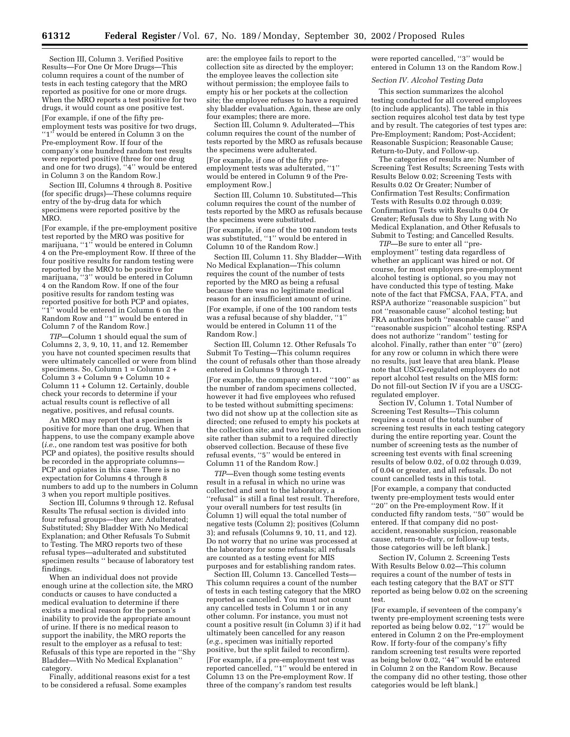Section III, Column 3. Verified Positive Results—For One Or More Drugs—This column requires a count of the number of tests in each testing category that the MRO reported as positive for one or more drugs. When the MRO reports a test positive for two drugs, it would count as one positive test.

[For example, if one of the fifty pre-employment tests was positive for two drugs, ''1'' would be entered in Column 3 on the Pre-employment Row. If four of the company's one hundred random test results were reported positive (three for one drug and one for two drugs), ''4'' would be entered in Column 3 on the Random Row.]

Section III, Columns 4 through 8. Positive (for specific drugs)—These columns require entry of the by-drug data for which specimens were reported positive by the MRO.

[For example, if the pre-employment positive test reported by the MRO was positive for marijuana, ''1'' would be entered in Column 4 on the Pre-employment Row. If three of the four positive results for random testing were reported by the MRO to be positive for marijuana, ''3'' would be entered in Column 4 on the Random Row. If one of the four positive results for random testing was reported positive for both PCP and opiates, ''1'' would be entered in Column 6 on the Random Row and ''1'' would be entered in Column 7 of the Random Row.]

*TIP*—Column 1 should equal the sum of Columns 2, 3, 9, 10, 11, and 12. Remember you have not counted specimen results that were ultimately cancelled or were from blind specimens. So, Column 1 = Column 2 + Column 3 + Column 9 + Column 10 + Column 11 + Column 12. Certainly, double check your records to determine if your actual results count is reflective of all negative, positives, and refusal counts.

An MRO may report that a specimen is positive for more than one drug. When that happens, to use the company example above (*i.e.*, one random test was positive for both PCP and opiates), the positive results should be recorded in the appropriate columns—PCP and opiates in this case. There is no expectation for Columns 4 through 8 numbers to add up to the numbers in Column 3 when you report multiple positives.

Section III, Columns 9 through 12. Refusal Results The refusal section is divided into four refusal groups—they are: Adulterated; Substituted; Shy Bladder With No Medical Explanation; and Other Refusals To Submit to Testing. The MRO reports two of these refusal types—adulterated and substituted specimen results '' because of laboratory test findings.

When an individual does not provide enough urine at the collection site, the MRO conducts or causes to have conducted a medical evaluation to determine if there exists a medical reason for the person's inability to provide the appropriate amount of urine. If there is no medical reason to support the inability, the MRO reports the result to the employer as a refusal to test: Refusals of this type are reported in the ''Shy Bladder—With No Medical Explanation'' category.

Finally, additional reasons exist for a test to be considered a refusal. Some examples are: the employee fails to report to the collection site as directed by the employer; the employee leaves the collection site without permission; the employee fails to empty his or her pockets at the collection site; the employee refuses to have a required shy bladder evaluation. Again, these are only four examples; there are more.

Section III, Column 9. Adulterated—This column requires the count of the number of tests reported by the MRO as refusals because the specimens were adulterated.

[For example, if one of the fifty pre-employment tests was adulterated, ''1'' would be entered in Column 9 of the Pre-employment Row.]

Section III, Column 10. Substituted—This column requires the count of the number of tests reported by the MRO as refusals because the specimens were substituted.

[For example, if one of the 100 random tests was substituted, ''1'' would be entered in Column 10 of the Random Row.]

Section III, Column 11. Shy Bladder—With No Medical Explanation—This column requires the count of the number of tests reported by the MRO as being a refusal because there was no legitimate medical reason for an insufficient amount of urine.

[For example, if one of the 100 random tests was a refusal because of shy bladder, ''1'' would be entered in Column 11 of the Random Row.]

Section III, Column 12. Other Refusals To Submit To Testing—This column requires the count of refusals other than those already entered in Columns 9 through 11.

[For example, the company entered ''100'' as the number of random specimens collected, however it had five employees who refused to be tested without submitting specimens: two did not show up at the collection site as directed; one refused to empty his pockets at the collection site; and two left the collection site rather than submit to a required directly observed collection. Because of these five refusal events, ''5'' would be entered in Column 11 of the Random Row.]

*TIP*—Even though some testing events result in a refusal in which no urine was collected and sent to the laboratory, a ''refusal'' is still a final test result. Therefore, your overall numbers for test results (in Column 1) will equal the total number of negative tests (Column 2); positives (Column 3); and refusals (Columns 9, 10, 11, and 12). Do not worry that no urine was processed at the laboratory for some refusals; all refusals are counted as a testing event for MIS purposes and for establishing random rates.

Section III, Column 13. Cancelled Tests—This column requires a count of the number of tests in each testing category that the MRO reported as cancelled. You must not count any cancelled tests in Column 1 or in any other column. For instance, you must not count a positive result (in Column 3) if it had ultimately been cancelled for any reason (*e.g.*, specimen was initially reported positive, but the split failed to reconfirm).

[For example, if a pre-employment test was reported cancelled, ''1'' would be entered in Column 13 on the Pre-employment Row. If three of the company's random test results were reported cancelled, ''3'' would be entered in Column 13 on the Random Row.]

*Section IV. Alcohol Testing Data*

This section summarizes the alcohol testing conducted for all covered employees (to include applicants). The table in this section requires alcohol test data by test type and by result. The categories of test types are: Pre-Employment; Random; Post-Accident; Reasonable Suspicion; Reasonable Cause; Return-to-Duty, and Follow-up.

The categories of results are: Number of Screening Test Results; Screening Tests with Results Below 0.02; Screening Tests with Results 0.02 Or Greater; Number of Confirmation Test Results; Confirmation Tests with Results 0.02 through 0.039; Confirmation Tests with Results 0.04 Or Greater; Refusals due to Shy Lung with No Medical Explanation, and Other Refusals to Submit to Testing; and Cancelled Results.

*TIP*—Be sure to enter all ''pre-employment'' testing data regardless of whether an applicant was hired or not. Of course, for most employers pre-employment alcohol testing is optional, so you may not have conducted this type of testing. Make note of the fact that FMCSA, FAA, FTA, and RSPA authorize ''reasonable suspicion'' but not ''reasonable cause'' alcohol testing; but FRA authorizes both ''reasonable cause'' and ''reasonable suspicion'' alcohol testing. RSPA does not authorize ''random'' testing for alcohol. Finally, rather than enter ''0'' (zero) for any row or column in which there were no results, just leave that area blank. Please note that USCG-regulated employers do not report alcohol test results on the MIS form: Do not fill-out Section IV if you are a USCG-regulated employer.

Section IV, Column 1. Total Number of Screening Test Results—This column requires a count of the total number of screening test results in each testing category during the entire reporting year. Count the number of screening tests as the number of screening test events with final screening results of below 0.02, of 0.02 through 0.039, of 0.04 or greater, and all refusals. Do not count cancelled tests in this total.

[For example, a company that conducted twenty pre-employment tests would enter ''20'' on the Pre-employment Row. If it conducted fifty random tests, ''50'' would be entered. If that company did no post-accident, reasonable suspicion, reasonable cause, return-to-duty, or follow-up tests, those categories will be left blank.]

Section IV, Column 2. Screening Tests With Results Below 0.02—This column requires a count of the number of tests in each testing category that the BAT or STT reported as being below 0.02 on the screening test.

[For example, if seventeen of the company's twenty pre-employment screening tests were reported as being below 0.02, ''17'' would be entered in Column 2 on the Pre-employment Row. If forty-four of the company's fifty random screening test results were reported as being below 0.02, ''44'' would be entered in Column 2 on the Random Row. Because the company did no other testing, those other categories would be left blank.]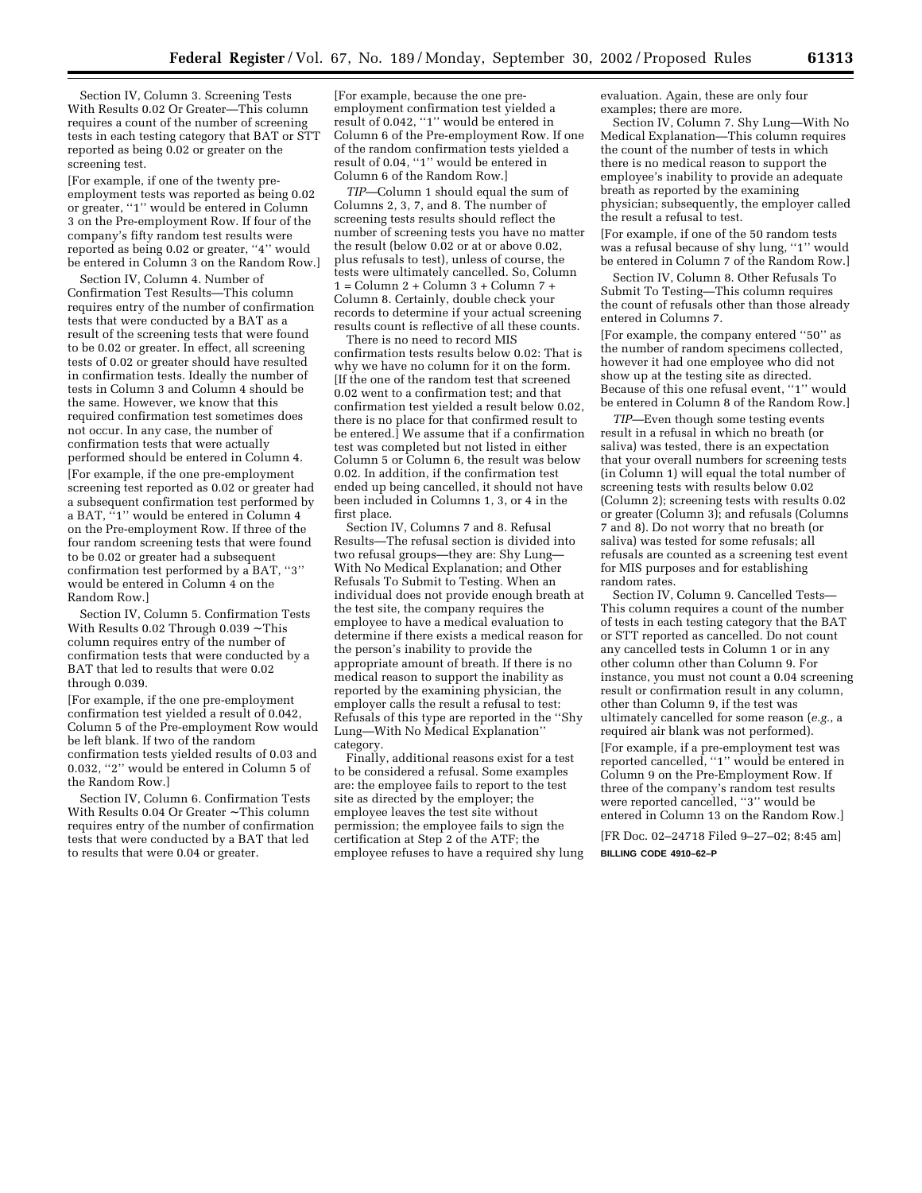Section IV, Column 3. Screening Tests With Results 0.02 Or Greater—This column requires a count of the number of screening tests in each testing category that BAT or STT reported as being 0.02 or greater on the screening test.

[For example, if one of the twenty pre-employment tests was reported as being 0.02 or greater, ''1'' would be entered in Column 3 on the Pre-employment Row. If four of the company's fifty random test results were reported as being 0.02 or greater, ''4'' would be entered in Column 3 on the Random Row.]

Section IV, Column 4. Number of Confirmation Test Results—This column requires entry of the number of confirmation tests that were conducted by a BAT as a result of the screening tests that were found to be 0.02 or greater. In effect, all screening tests of 0.02 or greater should have resulted in confirmation tests. Ideally the number of tests in Column 3 and Column 4 should be the same. However, we know that this required confirmation test sometimes does not occur. In any case, the number of confirmation tests that were actually performed should be entered in Column 4.

[For example, if the one pre-employment screening test reported as 0.02 or greater had a subsequent confirmation test performed by a BAT, ''1'' would be entered in Column 4 on the Pre-employment Row. If three of the four random screening tests that were found to be 0.02 or greater had a subsequent confirmation test performed by a BAT, ''3'' would be entered in Column 4 on the Random Row.]

Section IV, Column 5. Confirmation Tests With Results 0.02 Through 0.039 ∼This column requires entry of the number of confirmation tests that were conducted by a BAT that led to results that were 0.02 through 0.039.

[For example, if the one pre-employment confirmation test yielded a result of 0.042, Column 5 of the Pre-employment Row would be left blank. If two of the random confirmation tests yielded results of 0.03 and 0.032, ''2'' would be entered in Column 5 of the Random Row.]

Section IV, Column 6. Confirmation Tests With Results 0.04 Or Greater ∼This column requires entry of the number of confirmation tests that were conducted by a BAT that led to results that were 0.04 or greater.

[For example, because the one pre-employment confirmation test yielded a result of 0.042, ''1'' would be entered in Column 6 of the Pre-employment Row. If one of the random confirmation tests yielded a result of 0.04, ''1'' would be entered in Column 6 of the Random Row.]

*TIP*—Column 1 should equal the sum of Columns 2, 3, 7, and 8. The number of screening tests results should reflect the number of screening tests you have no matter the result (below 0.02 or at or above 0.02, plus refusals to test), unless of course, the tests were ultimately cancelled. So, Column 1 = Column 2 + Column 3 + Column 7 + Column 8. Certainly, double check your records to determine if your actual screening results count is reflective of all these counts.

There is no need to record MIS confirmation tests results below 0.02: That is why we have no column for it on the form. [If the one of the random test that screened 0.02 went to a confirmation test; and that confirmation test yielded a result below 0.02, there is no place for that confirmed result to be entered.] We assume that if a confirmation test was completed but not listed in either Column 5 or Column 6, the result was below 0.02. In addition, if the confirmation test ended up being cancelled, it should not have been included in Columns 1, 3, or 4 in the first place.

Section IV, Columns 7 and 8. Refusal Results—The refusal section is divided into two refusal groups—they are: Shy Lung—With No Medical Explanation; and Other Refusals To Submit to Testing. When an individual does not provide enough breath at the test site, the company requires the employee to have a medical evaluation to determine if there exists a medical reason for the person's inability to provide the appropriate amount of breath. If there is no medical reason to support the inability as reported by the examining physician, the employer calls the result a refusal to test: Refusals of this type are reported in the ''Shy Lung—With No Medical Explanation'' category.

Finally, additional reasons exist for a test to be considered a refusal. Some examples are: the employee fails to report to the test site as directed by the employer; the employee leaves the test site without permission; the employee fails to sign the certification at Step 2 of the ATF; the employee refuses to have a required shy lung evaluation. Again, these are only four examples; there are more.

Section IV, Column 7. Shy Lung—With No Medical Explanation—This column requires the count of the number of tests in which there is no medical reason to support the employee's inability to provide an adequate breath as reported by the examining physician; subsequently, the employer called the result a refusal to test.

[For example, if one of the 50 random tests was a refusal because of shy lung, ''1'' would be entered in Column 7 of the Random Row.]

Section IV, Column 8. Other Refusals To Submit To Testing—This column requires the count of refusals other than those already entered in Columns 7.

[For example, the company entered ''50'' as the number of random specimens collected, however it had one employee who did not show up at the testing site as directed. Because of this one refusal event, ''1'' would be entered in Column 8 of the Random Row.]

*TIP*—Even though some testing events result in a refusal in which no breath (or saliva) was tested, there is an expectation that your overall numbers for screening tests (in Column 1) will equal the total number of screening tests with results below 0.02 (Column 2); screening tests with results 0.02 or greater (Column 3); and refusals (Columns 7 and 8). Do not worry that no breath (or saliva) was tested for some refusals; all refusals are counted as a screening test event for MIS purposes and for establishing random rates.

Section IV, Column 9. Cancelled Tests—This column requires a count of the number of tests in each testing category that the BAT or STT reported as cancelled. Do not count any cancelled tests in Column 1 or in any other column other than Column 9. For instance, you must not count a 0.04 screening result or confirmation result in any column, other than Column 9, if the test was ultimately cancelled for some reason (*e.g.*, a required air blank was not performed).

[For example, if a pre-employment test was reported cancelled, ''1'' would be entered in Column 9 on the Pre-Employment Row. If three of the company's random test results were reported cancelled, ''3'' would be entered in Column 13 on the Random Row.]

[FR Doc. 02–24718 Filed 9–27–02; 8:45 am]

**BILLING CODE 4910–62–P**